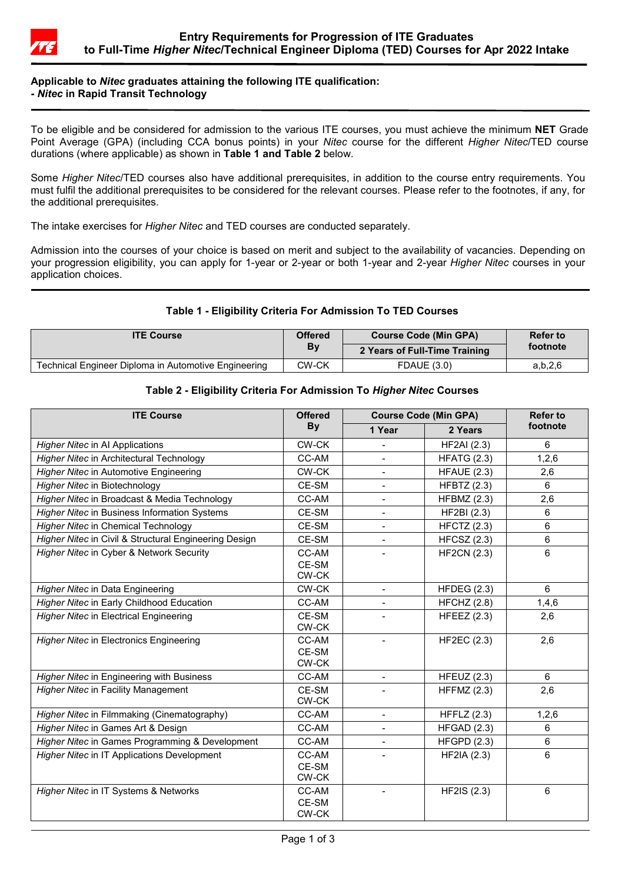# Entry Requirements for Progression of ITE Graduates to Full-Time *Higher Nitec*/Technical Engineer Diploma (TED) Courses for Apr 2022 Intake

**Applicable to *Nitec* graduates attaining the following ITE qualification:**
**- *Nitec* in Rapid Transit Technology**

To be eligible and be considered for admission to the various ITE courses, you must achieve the minimum **NET** Grade Point Average (GPA) (including CCA bonus points) in your *Nitec* course for the different *Higher Nitec*/TED course durations (where applicable) as shown in **Table 1 and Table 2** below.

Some *Higher Nitec*/TED courses also have additional prerequisites, in addition to the course entry requirements. You must fulfil the additional prerequisites to be considered for the relevant courses. Please refer to the footnotes, if any, for the additional prerequisites.

The intake exercises for *Higher Nitec* and TED courses are conducted separately.

Admission into the courses of your choice is based on merit and subject to the availability of vacancies. Depending on your progression eligibility, you can apply for 1-year or 2-year or both 1-year and 2-year *Higher Nitec* courses in your application choices.

**Table 1 - Eligibility Criteria For Admission To TED Courses**

| ITE Course | Offered By | Course Code (Min GPA) | Refer to footnote |
|---|---|---|---|
| | | 2 Years of Full-Time Training | |
| Technical Engineer Diploma in Automotive Engineering | CW-CK | FDAUE (3.0) | a,b,2,6 |

**Table 2 - Eligibility Criteria For Admission To *Higher Nitec* Courses**

| ITE Course | Offered By | Course Code (Min GPA) | | Refer to footnote |
|---|---|---|---|---|
| | | 1 Year | 2 Years | |
| *Higher Nitec* in AI Applications | CW-CK | - | HF2AI (2.3) | 6 |
| *Higher Nitec* in Architectural Technology | CC-AM | - | HFATG (2.3) | 1,2,6 |
| *Higher Nitec* in Automotive Engineering | CW-CK | - | HFAUE (2.3) | 2,6 |
| *Higher Nitec* in Biotechnology | CE-SM | - | HFBTZ (2.3) | 6 |
| *Higher Nitec* in Broadcast & Media Technology | CC-AM | - | HFBMZ (2.3) | 2,6 |
| *Higher Nitec* in Business Information Systems | CE-SM | - | HF2BI (2.3) | 6 |
| *Higher Nitec* in Chemical Technology | CE-SM | - | HFCTZ (2.3) | 6 |
| *Higher Nitec* in Civil & Structural Engineering Design | CE-SM | - | HFCSZ (2.3) | 6 |
| *Higher Nitec* in Cyber & Network Security | CC-AM<br>CE-SM<br>CW-CK | - | HF2CN (2.3) | 6 |
| *Higher Nitec* in Data Engineering | CW-CK | - | HFDEG (2.3) | 6 |
| *Higher Nitec* in Early Childhood Education | CC-AM | - | HFCHZ (2.8) | 1,4,6 |
| *Higher Nitec* in Electrical Engineering | CE-SM<br>CW-CK | - | HFEEZ (2.3) | 2,6 |
| *Higher Nitec* in Electronics Engineering | CC-AM<br>CE-SM<br>CW-CK | - | HF2EC (2.3) | 2,6 |
| *Higher Nitec* in Engineering with Business | CC-AM | - | HFEUZ (2.3) | 6 |
| *Higher Nitec* in Facility Management | CE-SM<br>CW-CK | - | HFFMZ (2.3) | 2,6 |
| *Higher Nitec* in Filmmaking (Cinematography) | CC-AM | - | HFFLZ (2.3) | 1,2,6 |
| *Higher Nitec* in Games Art & Design | CC-AM | - | HFGAD (2.3) | 6 |
| *Higher Nitec* in Games Programming & Development | CC-AM | - | HFGPD (2.3) | 6 |
| *Higher Nitec* in IT Applications Development | CC-AM<br>CE-SM<br>CW-CK | - | HF2IA (2.3) | 6 |
| *Higher Nitec* in IT Systems & Networks | CC-AM<br>CE-SM<br>CW-CK | - | HF2IS (2.3) | 6 |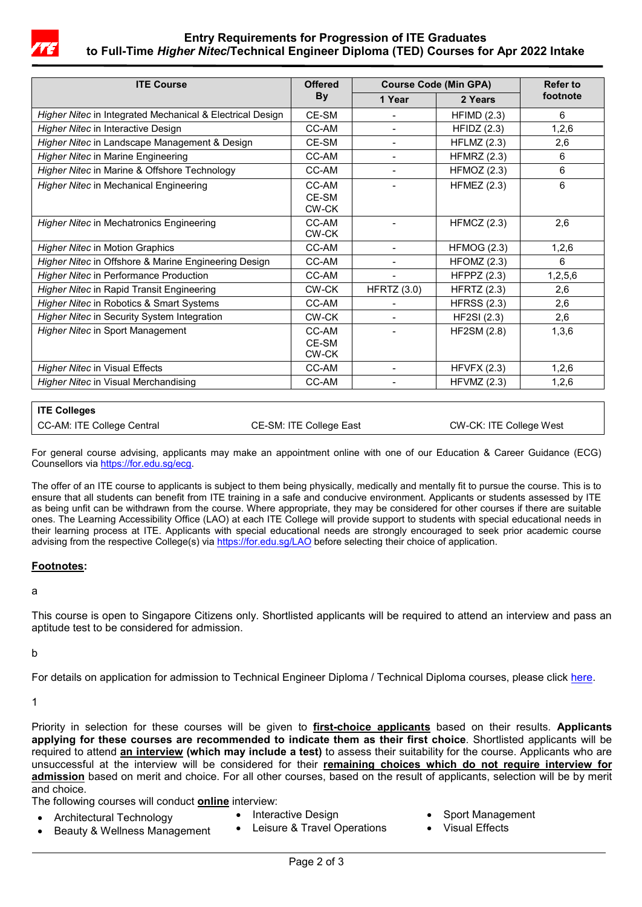# Entry Requirements for Progression of ITE Graduates to Full-Time *Higher Nitec*/Technical Engineer Diploma (TED) Courses for Apr 2022 Intake

| ITE Course | Offered By | Course Code (Min GPA) | | Refer to footnote |
|---|---|---|---|---|
| | | 1 Year | 2 Years | |
| *Higher Nitec* in Integrated Mechanical & Electrical Design | CE-SM | - | HFIMD (2.3) | 6 |
| *Higher Nitec* in Interactive Design | CC-AM | - | HFIDZ (2.3) | 1,2,6 |
| *Higher Nitec* in Landscape Management & Design | CE-SM | - | HFLMZ (2.3) | 2,6 |
| *Higher Nitec* in Marine Engineering | CC-AM | - | HFMRZ (2.3) | 6 |
| *Higher Nitec* in Marine & Offshore Technology | CC-AM | - | HFMOZ (2.3) | 6 |
| *Higher Nitec* in Mechanical Engineering | CC-AM<br>CE-SM<br>CW-CK | - | HFMEZ (2.3) | 6 |
| *Higher Nitec* in Mechatronics Engineering | CC-AM<br>CW-CK | - | HFMCZ (2.3) | 2,6 |
| *Higher Nitec* in Motion Graphics | CC-AM | - | HFMOG (2.3) | 1,2,6 |
| *Higher Nitec* in Offshore & Marine Engineering Design | CC-AM | - | HFOMZ (2.3) | 6 |
| *Higher Nitec* in Performance Production | CC-AM | - | HFPPZ (2.3) | 1,2,5,6 |
| *Higher Nitec* in Rapid Transit Engineering | CW-CK | HFRTZ (3.0) | HFRTZ (2.3) | 2,6 |
| *Higher Nitec* in Robotics & Smart Systems | CC-AM | - | HFRSS (2.3) | 2,6 |
| *Higher Nitec* in Security System Integration | CW-CK | - | HF2SI (2.3) | 2,6 |
| *Higher Nitec* in Sport Management | CC-AM<br>CE-SM<br>CW-CK | - | HF2SM (2.8) | 1,3,6 |
| *Higher Nitec* in Visual Effects | CC-AM | - | HFVFX (2.3) | 1,2,6 |
| *Higher Nitec* in Visual Merchandising | CC-AM | - | HFVMZ (2.3) | 1,2,6 |

| ITE Colleges | | |
|---|---|---|
| CC-AM: ITE College Central | CE-SM: ITE College East | CW-CK: ITE College West |

For general course advising, applicants may make an appointment online with one of our Education & Career Guidance (ECG) Counsellors via https://for.edu.sg/ecg.

The offer of an ITE course to applicants is subject to them being physically, medically and mentally fit to pursue the course. This is to ensure that all students can benefit from ITE training in a safe and conducive environment. Applicants or students assessed by ITE as being unfit can be withdrawn from the course. Where appropriate, they may be considered for other courses if there are suitable ones. The Learning Accessibility Office (LAO) at each ITE College will provide support to students with special educational needs in their learning process at ITE. Applicants with special educational needs are strongly encouraged to seek prior academic course advising from the respective College(s) via https://for.edu.sg/LAO before selecting their choice of application.

**Footnotes:**

a

This course is open to Singapore Citizens only. Shortlisted applicants will be required to attend an interview and pass an aptitude test to be considered for admission.

b

For details on application for admission to Technical Engineer Diploma / Technical Diploma courses, please click here.

1

Priority in selection for these courses will be given to **first-choice applicants** based on their results. **Applicants applying for these courses are recommended to indicate them as their first choice**. Shortlisted applicants will be required to attend **an interview (which may include a test)** to assess their suitability for the course. Applicants who are unsuccessful at the interview will be considered for their **remaining choices which do not require interview for admission** based on merit and choice. For all other courses, based on the result of applicants, selection will be by merit and choice.

The following courses will conduct **online** interview:

- Architectural Technology
- Beauty & Wellness Management
- Interactive Design
- Leisure & Travel Operations
- Sport Management
- Visual Effects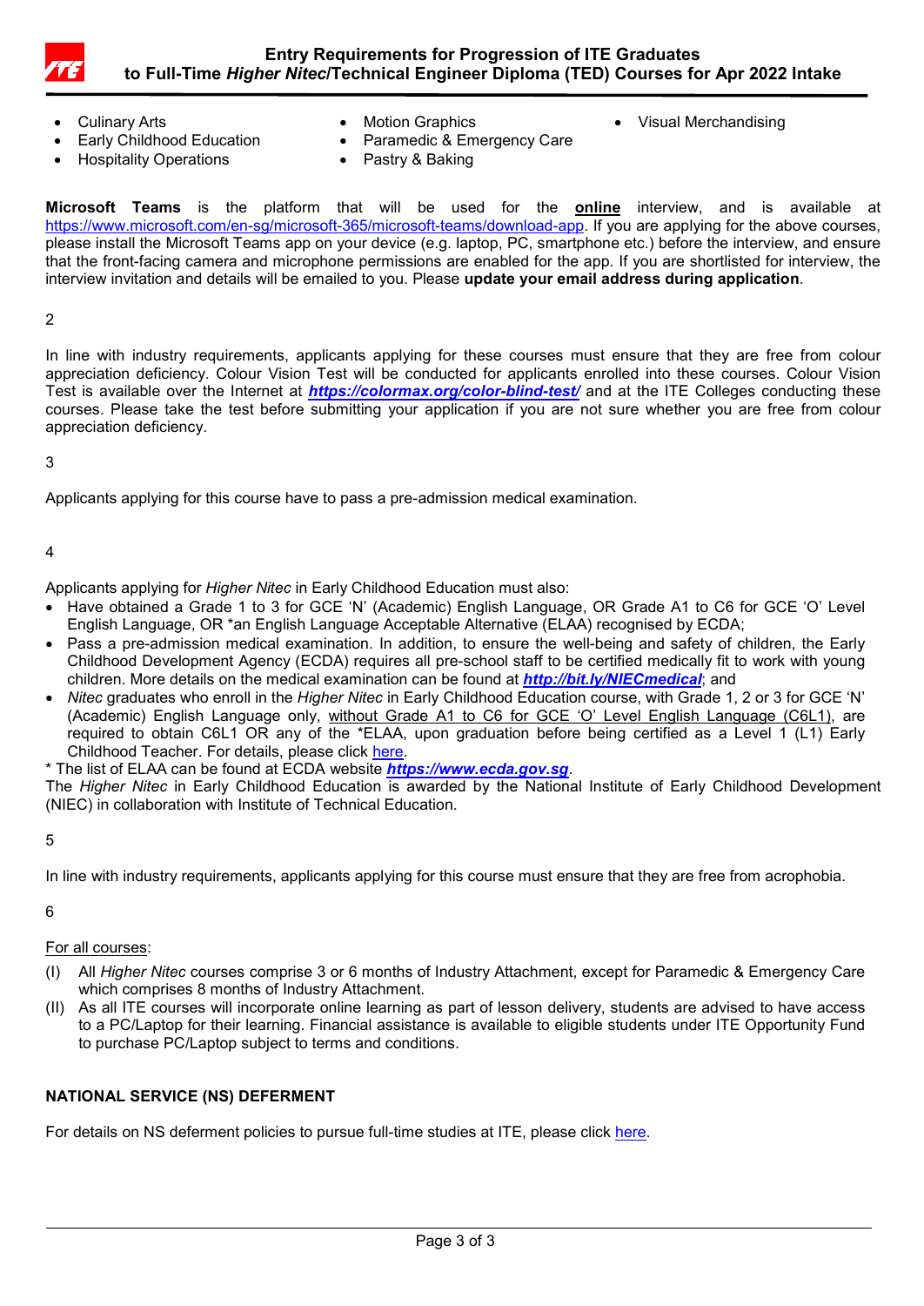- Culinary Arts
- Early Childhood Education
- Hospitality Operations
- Motion Graphics
- Paramedic & Emergency Care
- Pastry & Baking
- Visual Merchandising

**Microsoft Teams** is the platform that will be used for the **online** interview, and is available at https://www.microsoft.com/en-sg/microsoft-365/microsoft-teams/download-app. If you are applying for the above courses, please install the Microsoft Teams app on your device (e.g. laptop, PC, smartphone etc.) before the interview, and ensure that the front-facing camera and microphone permissions are enabled for the app. If you are shortlisted for interview, the interview invitation and details will be emailed to you. Please **update your email address during application**.

2

In line with industry requirements, applicants applying for these courses must ensure that they are free from colour appreciation deficiency. Colour Vision Test will be conducted for applicants enrolled into these courses. Colour Vision Test is available over the Internet at ***https://colormax.org/color-blind-test/*** and at the ITE Colleges conducting these courses. Please take the test before submitting your application if you are not sure whether you are free from colour appreciation deficiency.

3

Applicants applying for this course have to pass a pre-admission medical examination.

4

Applicants applying for *Higher Nitec* in Early Childhood Education must also:

- Have obtained a Grade 1 to 3 for GCE 'N' (Academic) English Language, OR Grade A1 to C6 for GCE 'O' Level English Language, OR *an English Language Acceptable Alternative (ELAA) recognised by ECDA;
- Pass a pre-admission medical examination. In addition, to ensure the well-being and safety of children, the Early Childhood Development Agency (ECDA) requires all pre-school staff to be certified medically fit to work with young children. More details on the medical examination can be found at ***http://bit.ly/NIECmedical***; and
- *Nitec* graduates who enroll in the *Higher Nitec* in Early Childhood Education course, with Grade 1, 2 or 3 for GCE 'N' (Academic) English Language only, without Grade A1 to C6 for GCE 'O' Level English Language (C6L1), are required to obtain C6L1 OR any of the *ELAA, upon graduation before being certified as a Level 1 (L1) Early Childhood Teacher. For details, please click here.

* The list of ELAA can be found at ECDA website ***https://www.ecda.gov.sg***.

The *Higher Nitec* in Early Childhood Education is awarded by the National Institute of Early Childhood Development (NIEC) in collaboration with Institute of Technical Education.

5

In line with industry requirements, applicants applying for this course must ensure that they are free from acrophobia.

6

For all courses:

(I) All *Higher Nitec* courses comprise 3 or 6 months of Industry Attachment, except for Paramedic & Emergency Care which comprises 8 months of Industry Attachment.

(II) As all ITE courses will incorporate online learning as part of lesson delivery, students are advised to have access to a PC/Laptop for their learning. Financial assistance is available to eligible students under ITE Opportunity Fund to purchase PC/Laptop subject to terms and conditions.

**NATIONAL SERVICE (NS) DEFERMENT**

For details on NS deferment policies to pursue full-time studies at ITE, please click here.